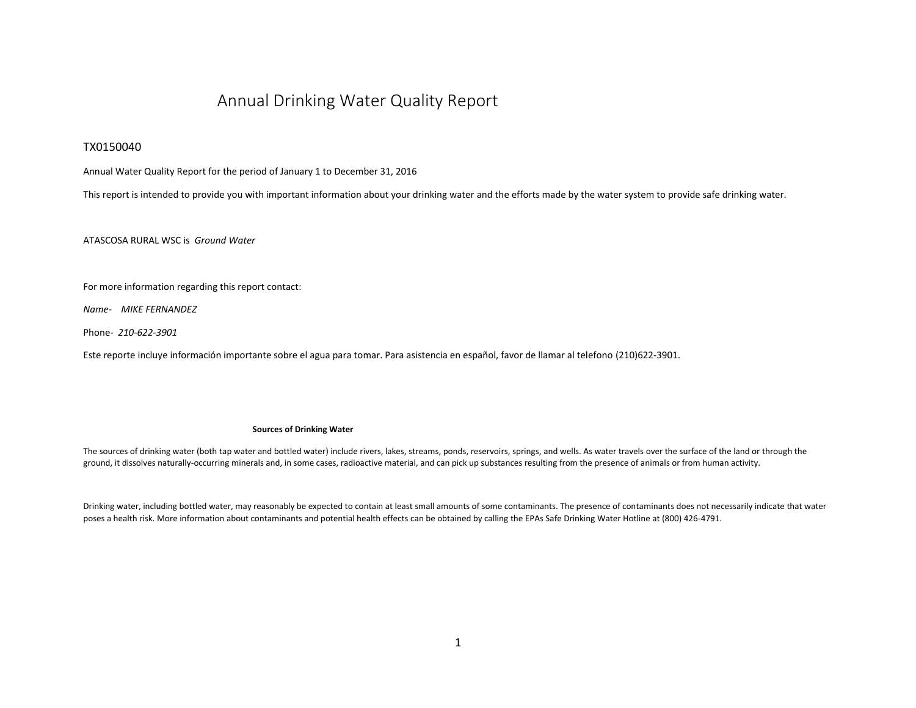# Annual Drinking Water Quality Report

## TX0150040

Annual Water Quality Report for the period of January 1 to December 31, 2016

This report is intended to provide you with important information about your drinking water and the efforts made by the water system to provide safe drinking water.

ATASCOSA RURAL WSC is *Ground Water*

For more information regarding this report contact:

*Name- MIKE FERNANDEZ*

Phone- *210-622-3901*

Este reporte incluye información importante sobre el agua para tomar. Para asistencia en español, favor de llamar al telefono (210)622-3901.

### Sources of Drinking Water

The sources of drinking water (both tap water and bottled water) include rivers, lakes, streams, ponds, reservoirs, springs, and wells. As water travels over the surface of the land or through the ground, it dissolves naturally-occurring minerals and, in some cases, radioactive material, and can pick up substances resulting from the presence of animals or from human activity.

Drinking water, including bottled water, may reasonably be expected to contain at least small amounts of some contaminants. The presence of contaminants does not necessarily indicate that water poses a health risk. More information about contaminants and potential health effects can be obtained by calling the EPAs Safe Drinking Water Hotline at (800) 426-4791.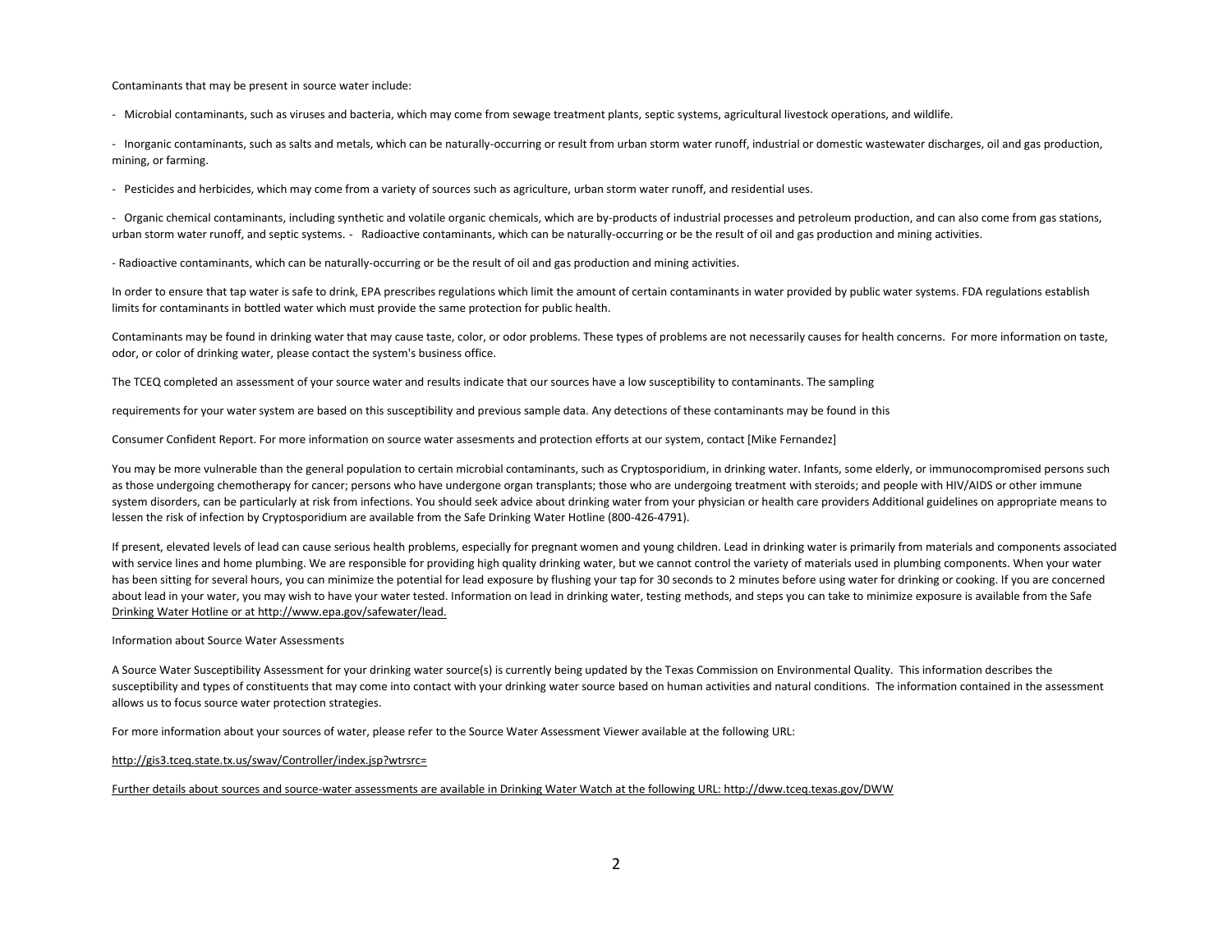Contaminants that may be present in source water include:

- Microbial contaminants, such as viruses and bacteria, which may come from sewage treatment plants, septic systems, agricultural livestock operations, and wildlife.

- Inorganic contaminants, such as salts and metals, which can be naturally-occurring or result from urban storm water runoff, industrial or domestic wastewater discharges, oil and gas production, mining, or farming.

- Pesticides and herbicides, which may come from a variety of sources such as agriculture, urban storm water runoff, and residential uses.

- Organic chemical contaminants, including synthetic and volatile organic chemicals, which are by-products of industrial processes and petroleum production, and can also come from gas stations, urban storm water runoff, and septic systems. - Radioactive contaminants, which can be naturally-occurring or be the result of oil and gas production and mining activities.

- Radioactive contaminants, which can be naturally-occurring or be the result of oil and gas production and mining activities.

In order to ensure that tap water is safe to drink, EPA prescribes regulations which limit the amount of certain contaminants in water provided by public water systems. FDA regulations establish limits for contaminants in bottled water which must provide the same protection for public health.

Contaminants may be found in drinking water that may cause taste, color, or odor problems. These types of problems are not necessarily causes for health concerns. For more information on taste, odor, or color of drinking water, please contact the system's business office.

The TCEQ completed an assessment of your source water and results indicate that our sources have a low susceptibility to contaminants. The sampling

requirements for your water system are based on this susceptibility and previous sample data. Any detections of these contaminants may be found in this

Consumer Confident Report. For more information on source water assesments and protection efforts at our system, contact [Mike Fernandez]

You may be more vulnerable than the general population to certain microbial contaminants, such as Cryptosporidium, in drinking water. Infants, some elderly, or immunocompromised persons such as those undergoing chemotherapy for cancer; persons who have undergone organ transplants; those who are undergoing treatment with steroids; and people with HIV/AIDS or other immune system disorders, can be particularly at risk from infections. You should seek advice about drinking water from your physician or health care providers Additional guidelines on appropriate means to lessen the risk of infection by Cryptosporidium are available from the Safe Drinking Water Hotline (800-426-4791).

If present, elevated levels of lead can cause serious health problems, especially for pregnant women and young children. Lead in drinking water is primarily from materials and components associated with service lines and home plumbing. We are responsible for providing high quality drinking water, but we cannot control the variety of materials used in plumbing components. When your water has been sitting for several hours, you can minimize the potential for lead exposure by flushing your tap for 30 seconds to 2 minutes before using water for drinking or cooking. If you are concerned about lead in your water, you may wish to have your water tested. Information on lead in drinking water, testing methods, and steps you can take to minimize exposure is available from the Safe Drinking Water Hotline or at http://www.epa.gov/safewater/lead.

Information about Source Water Assessments

A Source Water Susceptibility Assessment for your drinking water source(s) is currently being updated by the Texas Commission on Environmental Quality. This information describes the susceptibility and types of constituents that may come into contact with your drinking water source based on human activities and natural conditions. The information contained in the assessment allows us to focus source water protection strategies.

For more information about your sources of water, please refer to the Source Water Assessment Viewer available at the following URL:

http://gis3.tceq.state.tx.us/swav/Controller/index.jsp?wtrsrc=

Further details about sources and source-water assessments are available in Drinking Water Watch at the following URL: http://dww.tceq.texas.gov/DWW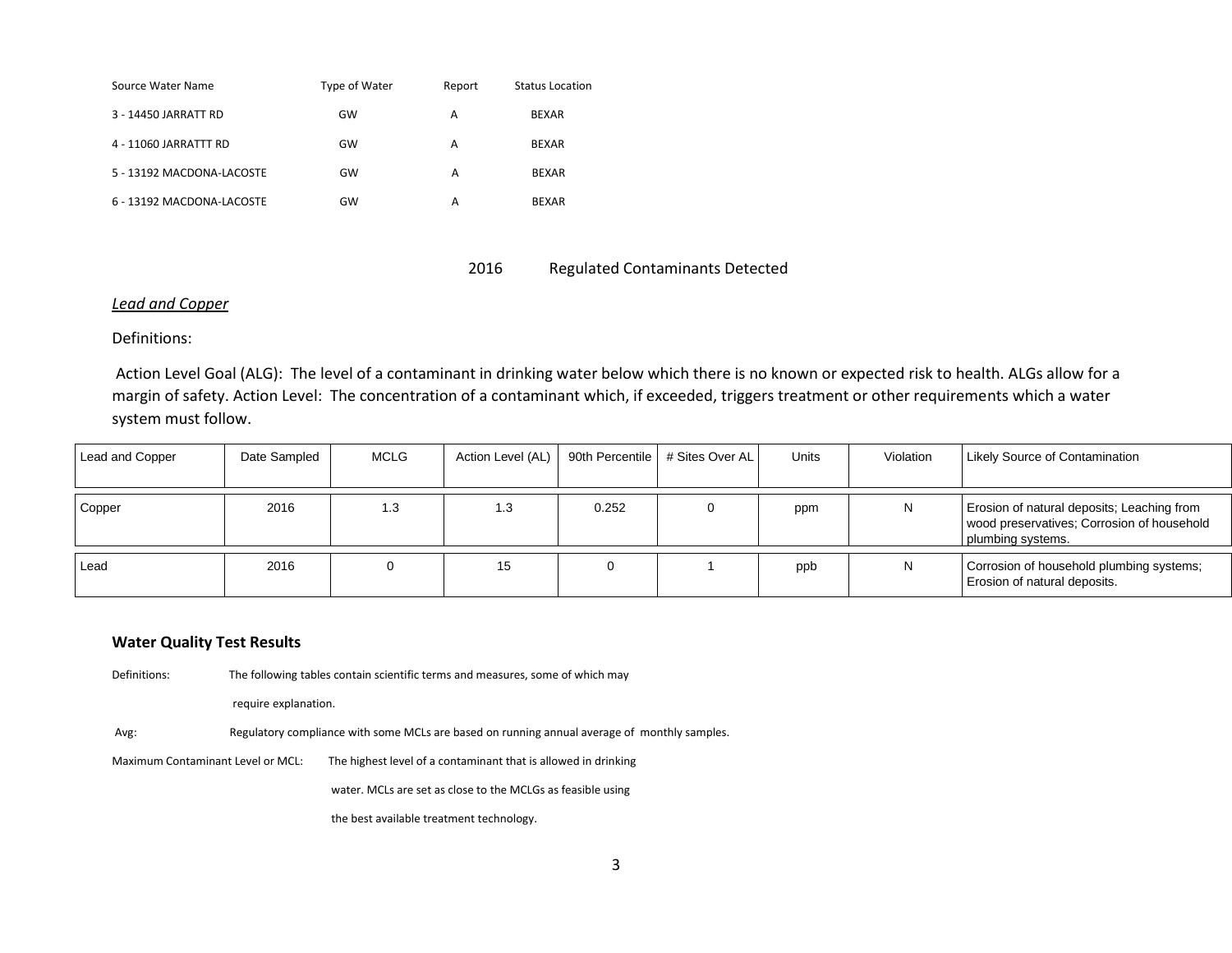| Source Water Name | Type of Water | Report | Status Location |
|---|---|---|---|
| 3 - 14450 JARRATT RD | GW | A | BEXAR |
| 4 - 11060 JARRATTT RD | GW | A | BEXAR |
| 5 - 13192 MACDONA-LACOSTE | GW | A | BEXAR |
| 6 - 13192 MACDONA-LACOSTE | GW | A | BEXAR |

## 2016 Regulated Contaminants Detected

### *Lead and Copper*

Definitions:

Action Level Goal (ALG): The level of a contaminant in drinking water below which there is no known or expected risk to health. ALGs allow for a margin of safety. Action Level: The concentration of a contaminant which, if exceeded, triggers treatment or other requirements which a water system must follow.

| Lead and Copper | Date Sampled | MCLG | Action Level (AL) | 90th Percentile | # Sites Over AL | Units | Violation | Likely Source of Contamination |
|---|---|---|---|---|---|---|---|---|
| Copper | 2016 | 1.3 | 1.3 | 0.252 | 0 | ppm | N | Erosion of natural deposits; Leaching from wood preservatives; Corrosion of household plumbing systems. |
| Lead | 2016 | 0 | 15 | 0 | 1 | ppb | N | Corrosion of household plumbing systems; Erosion of natural deposits. |

### Water Quality Test Results

Definitions: The following tables contain scientific terms and measures, some of which may require explanation.

Avg: Regulatory compliance with some MCLs are based on running annual average of monthly samples.

Maximum Contaminant Level or MCL: The highest level of a contaminant that is allowed in drinking water. MCLs are set as close to the MCLGs as feasible using the best available treatment technology.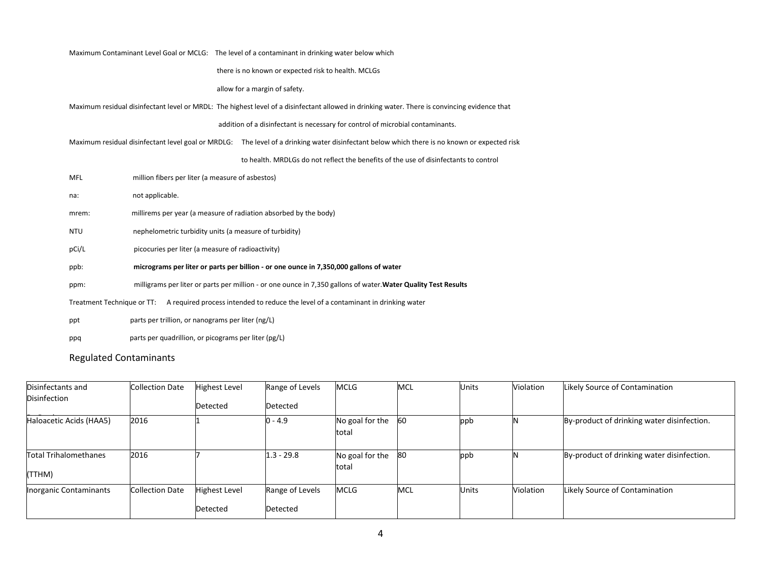Maximum Contaminant Level Goal or MCLG: The level of a contaminant in drinking water below which there is no known or expected risk to health. MCLGs allow for a margin of safety.

Maximum residual disinfectant level or MRDL: The highest level of a disinfectant allowed in drinking water. There is convincing evidence that addition of a disinfectant is necessary for control of microbial contaminants.

Maximum residual disinfectant level goal or MRDLG: The level of a drinking water disinfectant below which there is no known or expected risk to health. MRDLGs do not reflect the benefits of the use of disinfectants to control

MFL million fibers per liter (a measure of asbestos)

na: not applicable.

mrem: millirems per year (a measure of radiation absorbed by the body)

NTU nephelometric turbidity units (a measure of turbidity)

pCi/L picocuries per liter (a measure of radioactivity)

ppb: **micrograms per liter or parts per billion - or one ounce in 7,350,000 gallons of water**

ppm: milligrams per liter or parts per million - or one ounce in 7,350 gallons of water.**Water Quality Test Results**

Treatment Technique or TT: A required process intended to reduce the level of a contaminant in drinking water

ppt parts per trillion, or nanograms per liter (ng/L)

ppq parts per quadrillion, or picograms per liter (pg/L)

## Regulated Contaminants

| Disinfectants and Disinfection | Collection Date | Highest Level Detected | Range of Levels Detected | MCLG | MCL | Units | Violation | Likely Source of Contamination |
|---|---|---|---|---|---|---|---|---|
| Haloacetic Acids (HAA5) | 2016 | 1 | 0 - 4.9 | No goal for the total | 60 | ppb | N | By-product of drinking water disinfection. |
| Total Trihalomethanes (TTHM) | 2016 | 7 | 1.3 - 29.8 | No goal for the total | 80 | ppb | N | By-product of drinking water disinfection. |
| Inorganic Contaminants | Collection Date | Highest Level Detected | Range of Levels Detected | MCLG | MCL | Units | Violation | Likely Source of Contamination |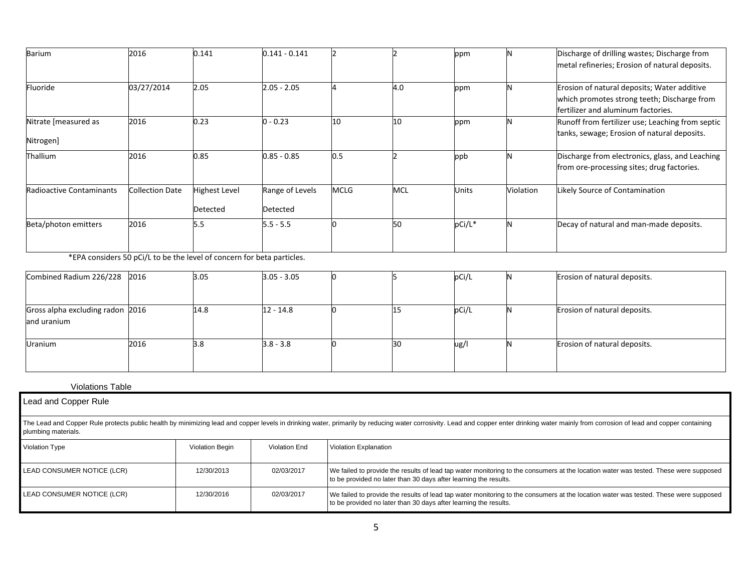| Barium | 2016 | 0.141 | 0.141 - 0.141 | 2 | 2 | ppm | N | Discharge of drilling wastes; Discharge from metal refineries; Erosion of natural deposits. |
|---|---|---|---|---|---|---|---|---|
| Fluoride | 03/27/2014 | 2.05 | 2.05 - 2.05 | 4 | 4.0 | ppm | N | Erosion of natural deposits; Water additive which promotes strong teeth; Discharge from fertilizer and aluminum factories. |
| Nitrate [measured as Nitrogen] | 2016 | 0.23 | 0 - 0.23 | 10 | 10 | ppm | N | Runoff from fertilizer use; Leaching from septic tanks, sewage; Erosion of natural deposits. |
| Thallium | 2016 | 0.85 | 0.85 - 0.85 | 0.5 | 2 | ppb | N | Discharge from electronics, glass, and Leaching from ore-processing sites; drug factories. |

| Radioactive Contaminants | Collection Date | Highest Level Detected | Range of Levels Detected | MCLG | MCL | Units | Violation | Likely Source of Contamination |
|---|---|---|---|---|---|---|---|---|
| Beta/photon emitters | 2016 | 5.5 | 5.5 - 5.5 | 0 | 50 | pCi/L* | N | Decay of natural and man-made deposits. |
| Combined Radium 226/228 | 2016 | 3.05 | 3.05 - 3.05 | 0 | 5 | pCi/L | N | Erosion of natural deposits. |
| Gross alpha excluding radon and uranium | 2016 | 14.8 | 12 - 14.8 | 0 | 15 | pCi/L | N | Erosion of natural deposits. |
| Uranium | 2016 | 3.8 | 3.8 - 3.8 | 0 | 30 | ug/l | N | Erosion of natural deposits. |

*EPA considers 50 pCi/L to be the level of concern for beta particles.

Violations Table

**Lead and Copper Rule**

The Lead and Copper Rule protects public health by minimizing lead and copper levels in drinking water, primarily by reducing water corrosivity. Lead and copper enter drinking water mainly from corrosion of lead and copper containing plumbing materials.

| Violation Type | Violation Begin | Violation End | Violation Explanation |
|---|---|---|---|
| LEAD CONSUMER NOTICE (LCR) | 12/30/2013 | 02/03/2017 | We failed to provide the results of lead tap water monitoring to the consumers at the location water was tested. These were supposed to be provided no later than 30 days after learning the results. |
| LEAD CONSUMER NOTICE (LCR) | 12/30/2016 | 02/03/2017 | We failed to provide the results of lead tap water monitoring to the consumers at the location water was tested. These were supposed to be provided no later than 30 days after learning the results. |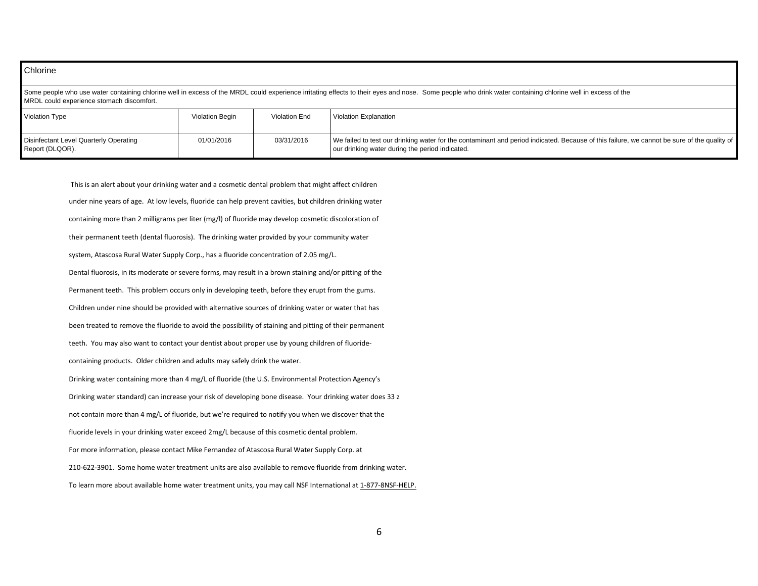| Chlorine | | | |
|---|---|---|---|
| Some people who use water containing chlorine well in excess of the MRDL could experience irritating effects to their eyes and nose. Some people who drink water containing chlorine well in excess of the MRDL could experience stomach discomfort. | | | |
| Violation Type | Violation Begin | Violation End | Violation Explanation |
| Disinfectant Level Quarterly Operating Report (DLQOR). | 01/01/2016 | 03/31/2016 | We failed to test our drinking water for the contaminant and period indicated. Because of this failure, we cannot be sure of the quality of our drinking water during the period indicated. |

This is an alert about your drinking water and a cosmetic dental problem that might affect children under nine years of age. At low levels, fluoride can help prevent cavities, but children drinking water containing more than 2 milligrams per liter (mg/l) of fluoride may develop cosmetic discoloration of their permanent teeth (dental fluorosis). The drinking water provided by your community water system, Atascosa Rural Water Supply Corp., has a fluoride concentration of 2.05 mg/L.

Dental fluorosis, in its moderate or severe forms, may result in a brown staining and/or pitting of the Permanent teeth. This problem occurs only in developing teeth, before they erupt from the gums.

Children under nine should be provided with alternative sources of drinking water or water that has been treated to remove the fluoride to avoid the possibility of staining and pitting of their permanent teeth. You may also want to contact your dentist about proper use by young children of fluoride-containing products. Older children and adults may safely drink the water.

Drinking water containing more than 4 mg/L of fluoride (the U.S. Environmental Protection Agency's Drinking water standard) can increase your risk of developing bone disease. Your drinking water does 33 z not contain more than 4 mg/L of fluoride, but we're required to notify you when we discover that the fluoride levels in your drinking water exceed 2mg/L because of this cosmetic dental problem.

For more information, please contact Mike Fernandez of Atascosa Rural Water Supply Corp. at 210-622-3901. Some home water treatment units are also available to remove fluoride from drinking water.

To learn more about available home water treatment units, you may call NSF International at 1-877-8NSF-HELP.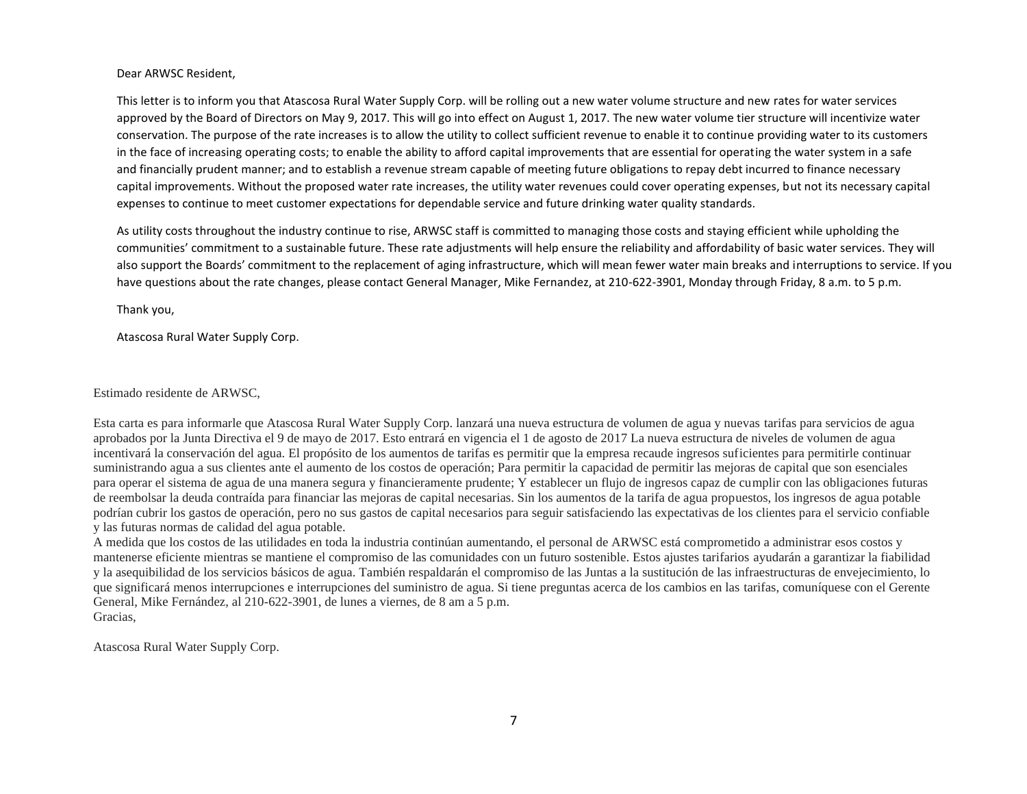Dear ARWSC Resident,

This letter is to inform you that Atascosa Rural Water Supply Corp. will be rolling out a new water volume structure and new rates for water services approved by the Board of Directors on May 9, 2017. This will go into effect on August 1, 2017. The new water volume tier structure will incentivize water conservation. The purpose of the rate increases is to allow the utility to collect sufficient revenue to enable it to continue providing water to its customers in the face of increasing operating costs; to enable the ability to afford capital improvements that are essential for operating the water system in a safe and financially prudent manner; and to establish a revenue stream capable of meeting future obligations to repay debt incurred to finance necessary capital improvements. Without the proposed water rate increases, the utility water revenues could cover operating expenses, but not its necessary capital expenses to continue to meet customer expectations for dependable service and future drinking water quality standards.

As utility costs throughout the industry continue to rise, ARWSC staff is committed to managing those costs and staying efficient while upholding the communities' commitment to a sustainable future. These rate adjustments will help ensure the reliability and affordability of basic water services. They will also support the Boards' commitment to the replacement of aging infrastructure, which will mean fewer water main breaks and interruptions to service. If you have questions about the rate changes, please contact General Manager, Mike Fernandez, at 210-622-3901, Monday through Friday, 8 a.m. to 5 p.m.

Thank you,

Atascosa Rural Water Supply Corp.

Estimado residente de ARWSC,

Esta carta es para informarle que Atascosa Rural Water Supply Corp. lanzará una nueva estructura de volumen de agua y nuevas tarifas para servicios de agua aprobados por la Junta Directiva el 9 de mayo de 2017. Esto entrará en vigencia el 1 de agosto de 2017 La nueva estructura de niveles de volumen de agua incentivará la conservación del agua. El propósito de los aumentos de tarifas es permitir que la empresa recaude ingresos suficientes para permitirle continuar suministrando agua a sus clientes ante el aumento de los costos de operación; Para permitir la capacidad de permitir las mejoras de capital que son esenciales para operar el sistema de agua de una manera segura y financieramente prudente; Y establecer un flujo de ingresos capaz de cumplir con las obligaciones futuras de reembolsar la deuda contraída para financiar las mejoras de capital necesarias. Sin los aumentos de la tarifa de agua propuestos, los ingresos de agua potable podrían cubrir los gastos de operación, pero no sus gastos de capital necesarios para seguir satisfaciendo las expectativas de los clientes para el servicio confiable y las futuras normas de calidad del agua potable.

A medida que los costos de las utilidades en toda la industria continúan aumentando, el personal de ARWSC está comprometido a administrar esos costos y mantenerse eficiente mientras se mantiene el compromiso de las comunidades con un futuro sostenible. Estos ajustes tarifarios ayudarán a garantizar la fiabilidad y la asequibilidad de los servicios básicos de agua. También respaldarán el compromiso de las Juntas a la sustitución de las infraestructuras de envejecimiento, lo que significará menos interrupciones e interrupciones del suministro de agua. Si tiene preguntas acerca de los cambios en las tarifas, comuníquese con el Gerente General, Mike Fernández, al 210-622-3901, de lunes a viernes, de 8 am a 5 p.m.

Gracias,

Atascosa Rural Water Supply Corp.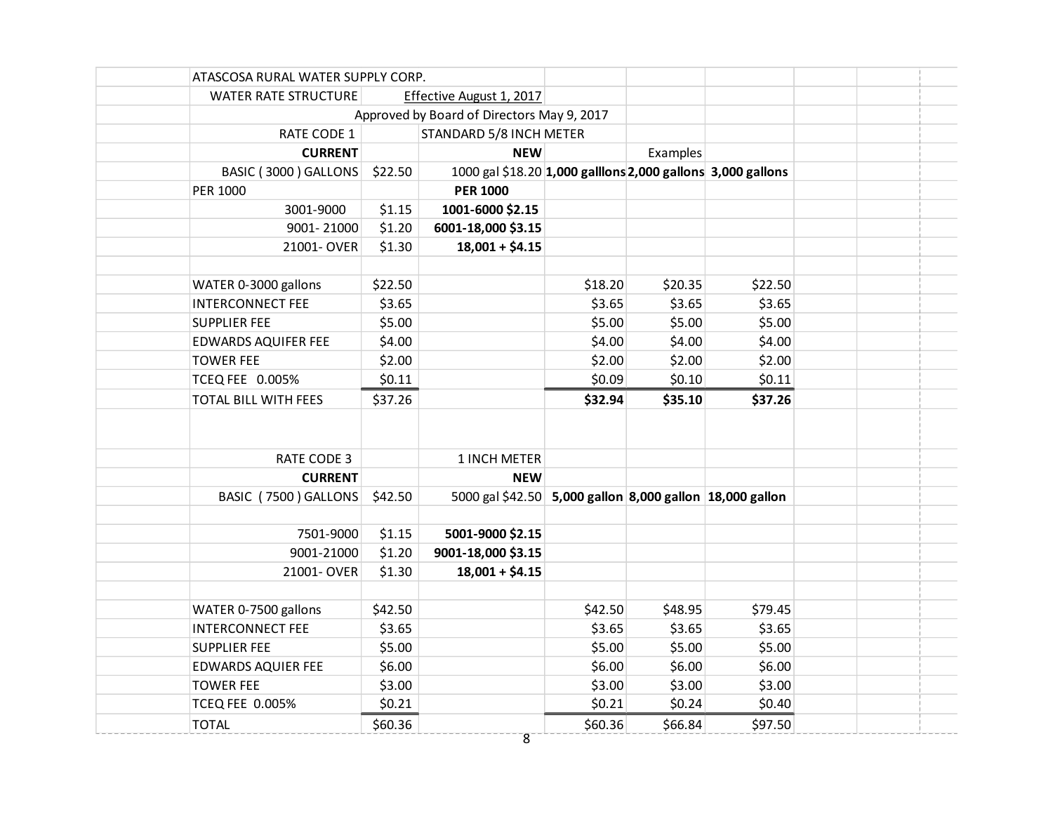ATASCOSA RURAL WATER SUPPLY CORP.

WATER RATE STRUCTURE — Effective August 1, 2017

Approved by Board of Directors May 9, 2017

| RATE CODE 1 | | STANDARD 5/8 INCH METER | | | |
|---|---|---|---|---|---|
| **CURRENT** | | **NEW** | | Examples | |
| BASIC ( 3000 ) GALLONS | $22.50 | 1000 gal $18.20 | **1,000 galllons** | **2,000 gallons** | **3,000 gallons** |
| PER 1000 | | **PER 1000** | | | |
| 3001-9000 | $1.15 | **1001-6000 $2.15** | | | |
| 9001- 21000 | $1.20 | **6001-18,000 $3.15** | | | |
| 21001- OVER | $1.30 | **18,001 + $4.15** | | | |
| | | | | | |
| WATER 0-3000 gallons | $22.50 | | $18.20 | $20.35 | $22.50 |
| INTERCONNECT FEE | $3.65 | | $3.65 | $3.65 | $3.65 |
| SUPPLIER FEE | $5.00 | | $5.00 | $5.00 | $5.00 |
| EDWARDS AQUIFER FEE | $4.00 | | $4.00 | $4.00 | $4.00 |
| TOWER FEE | $2.00 | | $2.00 | $2.00 | $2.00 |
| TCEQ FEE 0.005% | $0.11 | | $0.09 | $0.10 | $0.11 |
| TOTAL BILL WITH FEES | $37.26 | | **$32.94** | **$35.10** | **$37.26** |

| RATE CODE 3 | | 1 INCH METER | | | |
|---|---|---|---|---|---|
| **CURRENT** | | **NEW** | | | |
| BASIC ( 7500 ) GALLONS | $42.50 | 5000 gal $42.50 | **5,000 gallon** | **8,000 gallon** | **18,000 gallon** |
| | | | | | |
| 7501-9000 | $1.15 | **5001-9000 $2.15** | | | |
| 9001-21000 | $1.20 | **9001-18,000 $3.15** | | | |
| 21001- OVER | $1.30 | **18,001 + $4.15** | | | |
| | | | | | |
| WATER 0-7500 gallons | $42.50 | | $42.50 | $48.95 | $79.45 |
| INTERCONNECT FEE | $3.65 | | $3.65 | $3.65 | $3.65 |
| SUPPLIER FEE | $5.00 | | $5.00 | $5.00 | $5.00 |
| EDWARDS AQUIER FEE | $6.00 | | $6.00 | $6.00 | $6.00 |
| TOWER FEE | $3.00 | | $3.00 | $3.00 | $3.00 |
| TCEQ FEE 0.005% | $0.21 | | $0.21 | $0.24 | $0.40 |
| TOTAL | $60.36 | | $60.36 | $66.84 | $97.50 |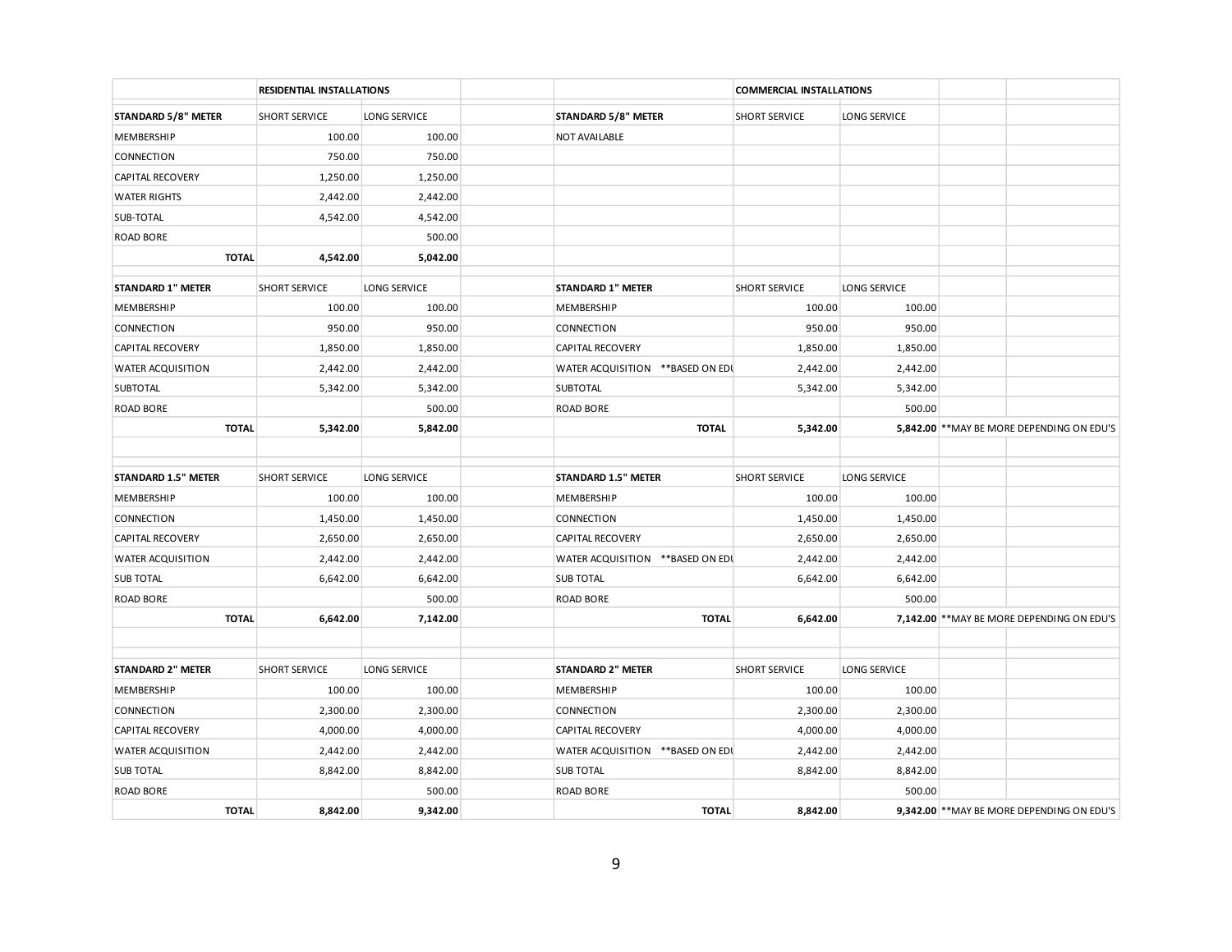| | RESIDENTIAL INSTALLATIONS | | | | COMMERCIAL INSTALLATIONS | | | |
|---|---|---|---|---|---|---|---|---|
| **STANDARD 5/8" METER** | SHORT SERVICE | LONG SERVICE | | **STANDARD 5/8" METER** | SHORT SERVICE | LONG SERVICE | | |
| MEMBERSHIP | 100.00 | 100.00 | | NOT AVAILABLE | | | | |
| CONNECTION | 750.00 | 750.00 | | | | | | |
| CAPITAL RECOVERY | 1,250.00 | 1,250.00 | | | | | | |
| WATER RIGHTS | 2,442.00 | 2,442.00 | | | | | | |
| SUB-TOTAL | 4,542.00 | 4,542.00 | | | | | | |
| ROAD BORE | | 500.00 | | | | | | |
| **TOTAL** | **4,542.00** | **5,042.00** | | | | | | |
| **STANDARD 1" METER** | SHORT SERVICE | LONG SERVICE | | **STANDARD 1" METER** | SHORT SERVICE | LONG SERVICE | | |
| MEMBERSHIP | 100.00 | 100.00 | | MEMBERSHIP | 100.00 | 100.00 | | |
| CONNECTION | 950.00 | 950.00 | | CONNECTION | 950.00 | 950.00 | | |
| CAPITAL RECOVERY | 1,850.00 | 1,850.00 | | CAPITAL RECOVERY | 1,850.00 | 1,850.00 | | |
| WATER ACQUISITION | 2,442.00 | 2,442.00 | | WATER ACQUISITION **BASED ON EDU | 2,442.00 | 2,442.00 | | |
| SUBTOTAL | 5,342.00 | 5,342.00 | | SUBTOTAL | 5,342.00 | 5,342.00 | | |
| ROAD BORE | | 500.00 | | ROAD BORE | | 500.00 | | |
| **TOTAL** | **5,342.00** | **5,842.00** | | **TOTAL** | **5,342.00** | **5,842.00** | **MAY BE MORE DEPENDING ON EDU'S | |
| | | | | | | | | |
| **STANDARD 1.5" METER** | SHORT SERVICE | LONG SERVICE | | **STANDARD 1.5" METER** | SHORT SERVICE | LONG SERVICE | | |
| MEMBERSHIP | 100.00 | 100.00 | | MEMBERSHIP | 100.00 | 100.00 | | |
| CONNECTION | 1,450.00 | 1,450.00 | | CONNECTION | 1,450.00 | 1,450.00 | | |
| CAPITAL RECOVERY | 2,650.00 | 2,650.00 | | CAPITAL RECOVERY | 2,650.00 | 2,650.00 | | |
| WATER ACQUISITION | 2,442.00 | 2,442.00 | | WATER ACQUISITION **BASED ON EDU | 2,442.00 | 2,442.00 | | |
| SUB TOTAL | 6,642.00 | 6,642.00 | | SUB TOTAL | 6,642.00 | 6,642.00 | | |
| ROAD BORE | | 500.00 | | ROAD BORE | | 500.00 | | |
| **TOTAL** | **6,642.00** | **7,142.00** | | **TOTAL** | **6,642.00** | **7,142.00** | **MAY BE MORE DEPENDING ON EDU'S | |
| | | | | | | | | |
| **STANDARD 2" METER** | SHORT SERVICE | LONG SERVICE | | **STANDARD 2" METER** | SHORT SERVICE | LONG SERVICE | | |
| MEMBERSHIP | 100.00 | 100.00 | | MEMBERSHIP | 100.00 | 100.00 | | |
| CONNECTION | 2,300.00 | 2,300.00 | | CONNECTION | 2,300.00 | 2,300.00 | | |
| CAPITAL RECOVERY | 4,000.00 | 4,000.00 | | CAPITAL RECOVERY | 4,000.00 | 4,000.00 | | |
| WATER ACQUISITION | 2,442.00 | 2,442.00 | | WATER ACQUISITION **BASED ON EDU | 2,442.00 | 2,442.00 | | |
| SUB TOTAL | 8,842.00 | 8,842.00 | | SUB TOTAL | 8,842.00 | 8,842.00 | | |
| ROAD BORE | | 500.00 | | ROAD BORE | | 500.00 | | |
| **TOTAL** | **8,842.00** | **9,342.00** | | **TOTAL** | **8,842.00** | **9,342.00** | **MAY BE MORE DEPENDING ON EDU'S | |